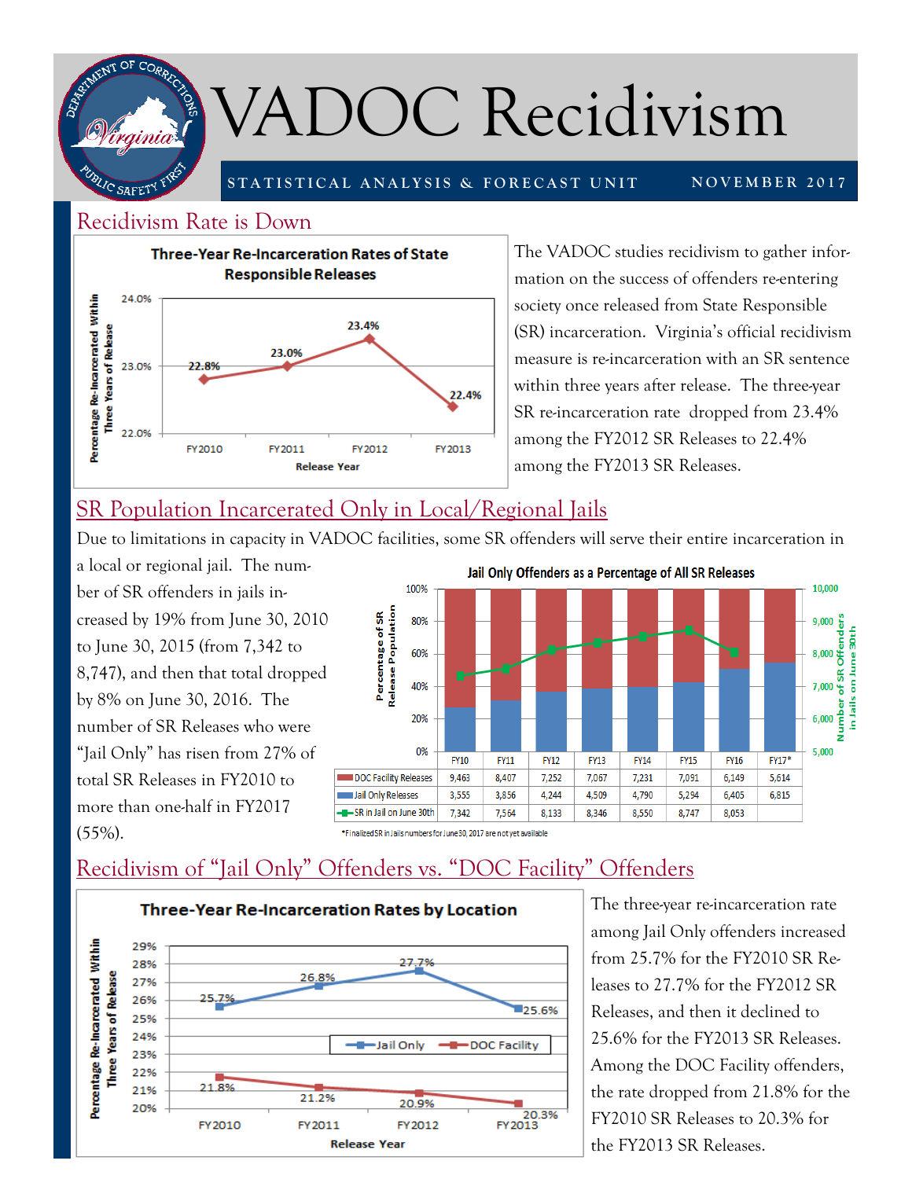# VADOC Recidivism

STATISTICAL ANALYSIS & FORECAST UNIT — NOVEMBER 2017

## Recidivism Rate is Down

**Three-Year Re-Incarceration Rates of State Responsible Releases**

| Release Year | Percentage Re-Incarcerated Within Three Years of Release |
|---|---|
| FY2010 | 22.8% |
| FY2011 | 23.0% |
| FY2012 | 23.4% |
| FY2013 | 22.4% |

The VADOC studies recidivism to gather information on the success of offenders re-entering society once released from State Responsible (SR) incarceration. Virginia's official recidivism measure is re-incarceration with an SR sentence within three years after release. The three-year SR re-incarceration rate dropped from 23.4% among the FY2012 SR Releases to 22.4% among the FY2013 SR Releases.

## SR Population Incarcerated Only in Local/Regional Jails

Due to limitations in capacity in VADOC facilities, some SR offenders will serve their entire incarceration in a local or regional jail. The number of SR offenders in jails increased by 19% from June 30, 2010 to June 30, 2015 (from 7,342 to 8,747), and then that total dropped by 8% on June 30, 2016. The number of SR Releases who were "Jail Only" has risen from 27% of total SR Releases in FY2010 to more than one-half in FY2017 (55%).

**Jail Only Offenders as a Percentage of All SR Releases**

| | FY10 | FY11 | FY12 | FY13 | FY14 | FY15 | FY16 | FY17* |
|---|---|---|---|---|---|---|---|---|
| DOC Facility Releases | 9,463 | 8,407 | 7,252 | 7,067 | 7,231 | 7,091 | 6,149 | 5,614 |
| Jail Only Releases | 3,555 | 3,856 | 4,244 | 4,509 | 4,790 | 5,294 | 6,405 | 6,815 |
| SR in Jail on June 30th | 7,342 | 7,564 | 8,133 | 8,346 | 8,550 | 8,747 | 8,053 | |

*Finalized SR in Jails numbers for June 30, 2017 are not yet available

## Recidivism of "Jail Only" Offenders vs. "DOC Facility" Offenders

**Three-Year Re-Incarceration Rates by Location**

| Release Year | Jail Only | DOC Facility |
|---|---|---|
| FY2010 | 25.7% | 21.8% |
| FY2011 | 26.8% | 21.2% |
| FY2012 | 27.7% | 20.9% |
| FY2013 | 25.6% | 20.3% |

The three-year re-incarceration rate among Jail Only offenders increased from 25.7% for the FY2010 SR Releases to 27.7% for the FY2012 SR Releases, and then it declined to 25.6% for the FY2013 SR Releases. Among the DOC Facility offenders, the rate dropped from 21.8% for the FY2010 SR Releases to 20.3% for the FY2013 SR Releases.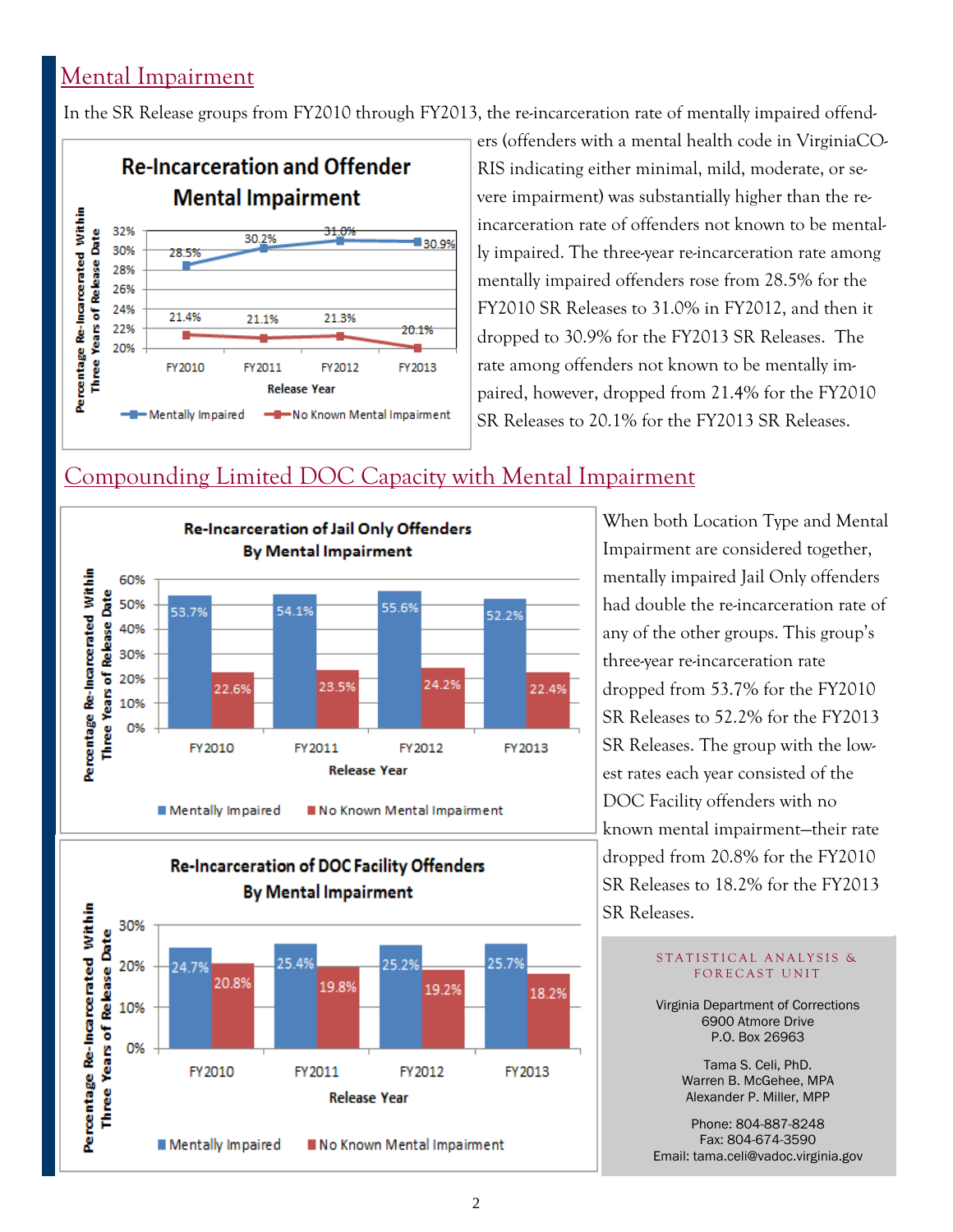## Mental Impairment

In the SR Release groups from FY2010 through FY2013, the re-incarceration rate of mentally impaired offenders (offenders with a mental health code in VirginiaCORIS indicating either minimal, mild, moderate, or severe impairment) was substantially higher than the re-incarceration rate of offenders not known to be mentally impaired. The three-year re-incarceration rate among mentally impaired offenders rose from 28.5% for the FY2010 SR Releases to 31.0% in FY2012, and then it dropped to 30.9% for the FY2013 SR Releases. The rate among offenders not known to be mentally impaired, however, dropped from 21.4% for the FY2010 SR Releases to 20.1% for the FY2013 SR Releases.

Re-Incarceration and Offender Mental Impairment

Percentage Re-Incarcerated Within Three Years of Release Date

32%
30%
28%
26%
24%
22%
20%

28.5%
30.2%
31.0%
30.9%
21.4%
21.1%
21.3%
20.1%

FY2010
FY2011
FY2012
FY2013

Release Year

Mentally Impaired
No Known Mental Impairment

## Compounding Limited DOC Capacity with Mental Impairment

When both Location Type and Mental Impairment are considered together, mentally impaired Jail Only offenders had double the re-incarceration rate of any of the other groups. This group's three-year re-incarceration rate dropped from 53.7% for the FY2010 SR Releases to 52.2% for the FY2013 SR Releases. The group with the lowest rates each year consisted of the DOC Facility offenders with no known mental impairment—their rate dropped from 20.8% for the FY2010 SR Releases to 18.2% for the FY2013 SR Releases.

Re-Incarceration of Jail Only Offenders By Mental Impairment

Percentage Re-Incarcerated Within Three Years of Release Date

60%
50%
40%
30%
20%
10%
0%

53.7%
22.6%
54.1%
23.5%
55.6%
24.2%
52.2%
22.4%

FY2010
FY2011
FY2012
FY2013

Release Year

Mentally Impaired
No Known Mental Impairment

Re-Incarceration of DOC Facility Offenders By Mental Impairment

Percentage Re-Incarcerated Within Three Years of Release Date

30%
20%
10%
0%

24.7%
20.8%
25.4%
19.8%
25.2%
19.2%
25.7%
18.2%

FY2010
FY2011
FY2012
FY2013

Release Year

Mentally Impaired
No Known Mental Impairment

STATISTICAL ANALYSIS & FORECAST UNIT

Virginia Department of Corrections
6900 Atmore Drive
P.O. Box 26963

Tama S. Celi, PhD.
Warren B. McGehee, MPA
Alexander P. Miller, MPP

Phone: 804-887-8248
Fax: 804-674-3590
Email: tama.celi@vadoc.virginia.gov